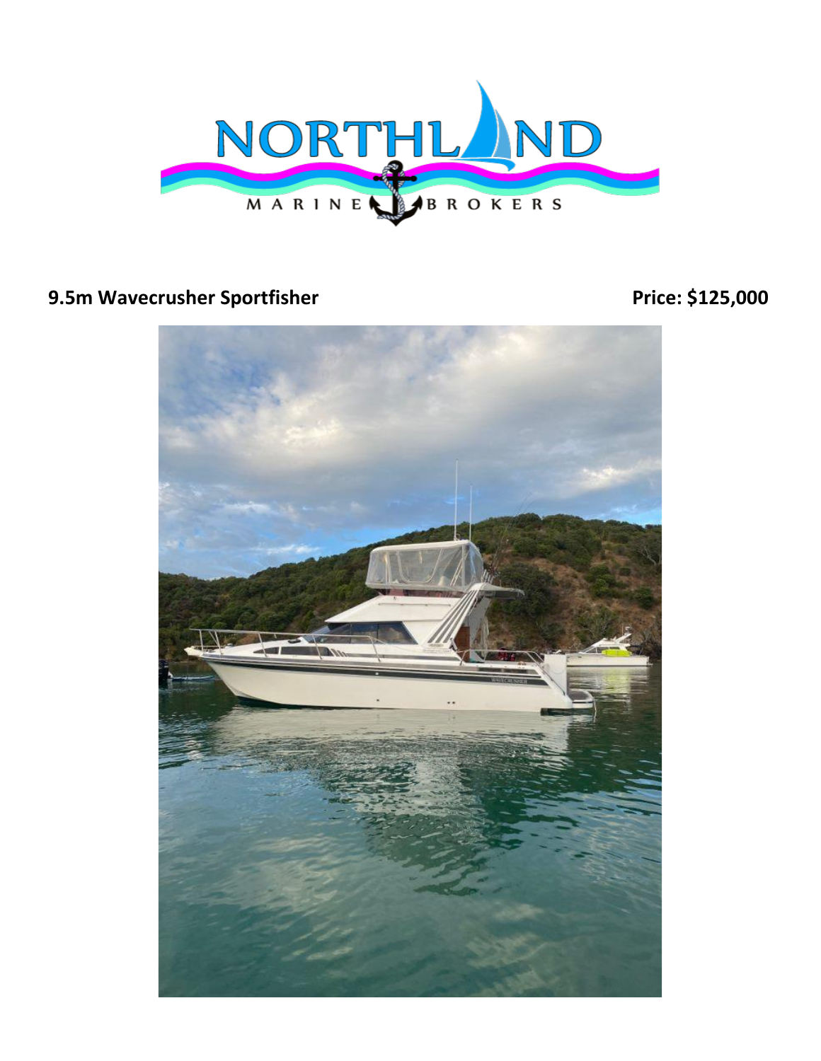**9.5m Wavecrusher Sportfisher** **Price: $125,000**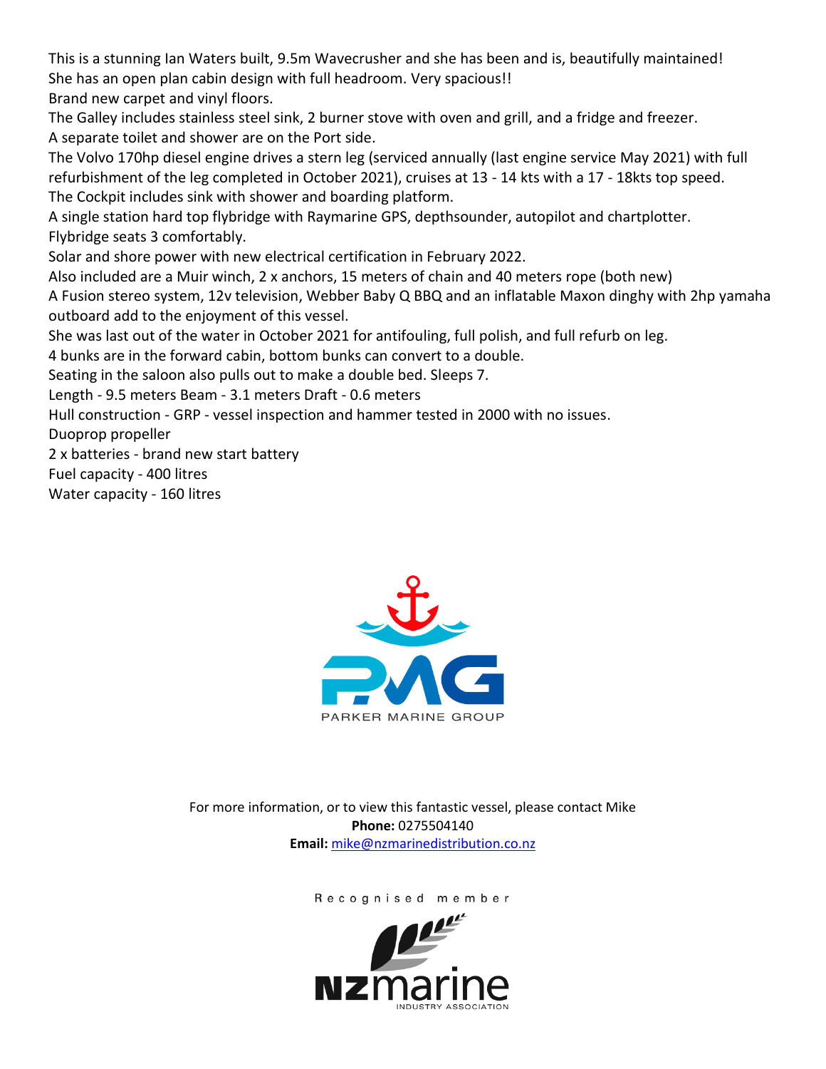This is a stunning Ian Waters built, 9.5m Wavecrusher and she has been and is, beautifully maintained!
She has an open plan cabin design with full headroom. Very spacious!!
Brand new carpet and vinyl floors.
The Galley includes stainless steel sink, 2 burner stove with oven and grill, and a fridge and freezer.
A separate toilet and shower are on the Port side.
The Volvo 170hp diesel engine drives a stern leg (serviced annually (last engine service May 2021) with full refurbishment of the leg completed in October 2021), cruises at 13 - 14 kts with a 17 - 18kts top speed.
The Cockpit includes sink with shower and boarding platform.
A single station hard top flybridge with Raymarine GPS, depthsounder, autopilot and chartplotter.
Flybridge seats 3 comfortably.
Solar and shore power with new electrical certification in February 2022.
Also included are a Muir winch, 2 x anchors, 15 meters of chain and 40 meters rope (both new)
A Fusion stereo system, 12v television, Webber Baby Q BBQ and an inflatable Maxon dinghy with 2hp yamaha outboard add to the enjoyment of this vessel.
She was last out of the water in October 2021 for antifouling, full polish, and full refurb on leg.
4 bunks are in the forward cabin, bottom bunks can convert to a double.
Seating in the saloon also pulls out to make a double bed. Sleeps 7.
Length - 9.5 meters Beam - 3.1 meters Draft - 0.6 meters
Hull construction - GRP - vessel inspection and hammer tested in 2000 with no issues.
Duoprop propeller
2 x batteries - brand new start battery
Fuel capacity - 400 litres
Water capacity - 160 litres

PMG
PARKER MARINE GROUP

For more information, or to view this fantastic vessel, please contact Mike
**Phone:** 0275504140
**Email:** mike@nzmarinedistribution.co.nz

Recognised member

NZmarine
INDUSTRY ASSOCIATION